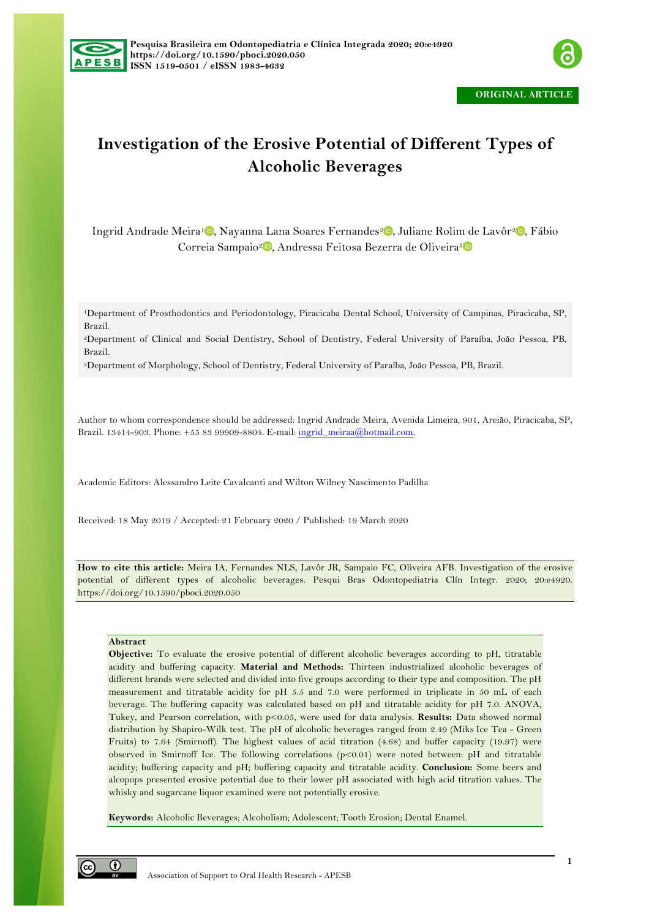ORIGINAL ARTICLE

# Investigation of the Erosive Potential of Different Types of Alcoholic Beverages

Ingrid Andrade Meira[1], Nayanna Lana Soares Fernandes[2], Juliane Rolim de Lavôr[2], Fábio Correia Sampaio[2], Andressa Feitosa Bezerra de Oliveira[3]

[1]Department of Prosthodontics and Periodontology, Piracicaba Dental School, University of Campinas, Piracicaba, SP, Brazil.

[2]Department of Clinical and Social Dentistry, School of Dentistry, Federal University of Paraíba, João Pessoa, PB, Brazil.

[3]Department of Morphology, School of Dentistry, Federal University of Paraíba, João Pessoa, PB, Brazil.

Author to whom correspondence should be addressed: Ingrid Andrade Meira, Avenida Limeira, 901, Areião, Piracicaba, SP, Brazil. 13414-903. Phone: +55 83 99909-8804. E-mail: ingrid_meiraa@hotmail.com.

Academic Editors: Alessandro Leite Cavalcanti and Wilton Wilney Nascimento Padilha

Received: 18 May 2019 / Accepted: 21 February 2020 / Published: 19 March 2020

**How to cite this article:** Meira IA, Fernandes NLS, Lavôr JR, Sampaio FC, Oliveira AFB. Investigation of the erosive potential of different types of alcoholic beverages. Pesqui Bras Odontopediatria Clín Integr. 2020; 20:e4920. https://doi.org/10.1590/pboci.2020.050

**Abstract**

**Objective:** To evaluate the erosive potential of different alcoholic beverages according to pH, titratable acidity and buffering capacity. **Material and Methods:** Thirteen industrialized alcoholic beverages of different brands were selected and divided into five groups according to their type and composition. The pH measurement and titratable acidity for pH 5.5 and 7.0 were performed in triplicate in 50 mL of each beverage. The buffering capacity was calculated based on pH and titratable acidity for pH 7.0. ANOVA, Tukey, and Pearson correlation, with $p<0.05$, were used for data analysis. **Results:** Data showed normal distribution by Shapiro-Wilk test. The pH of alcoholic beverages ranged from 2.49 (Miks Ice Tea - Green Fruits) to 7.64 (Smirnoff). The highest values of acid titration (4.68) and buffer capacity (19.97) were observed in Smirnoff Ice. The following correlations ($p<0.01$) were noted between: pH and titratable acidity; buffering capacity and pH; buffering capacity and titratable acidity. **Conclusion:** Some beers and alcopops presented erosive potential due to their lower pH associated with high acid titration values. The whisky and sugarcane liquor examined were not potentially erosive.

**Keywords:** Alcoholic Beverages; Alcoholism; Adolescent; Tooth Erosion; Dental Enamel.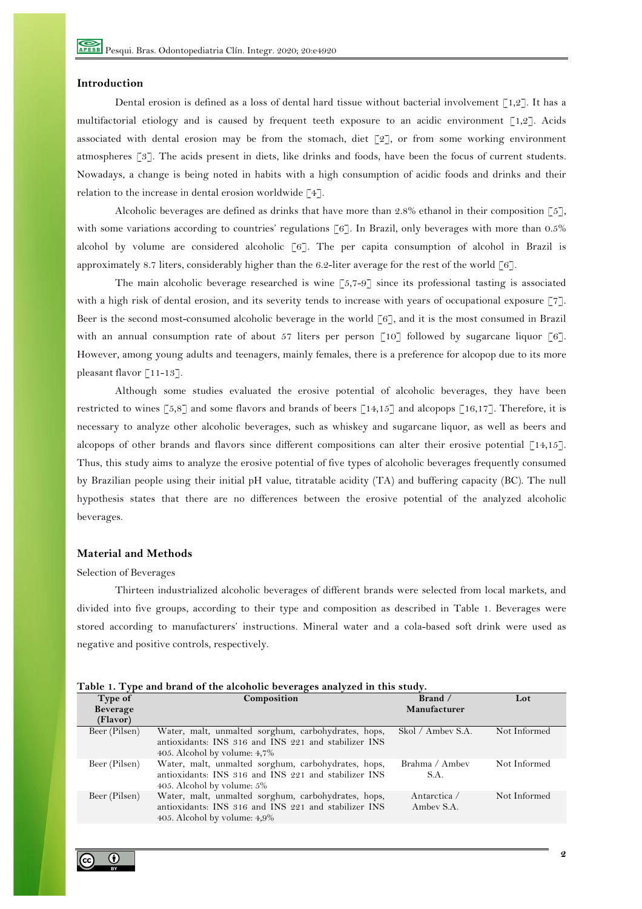## Introduction

Dental erosion is defined as a loss of dental hard tissue without bacterial involvement [1,2]. It has a multifactorial etiology and is caused by frequent teeth exposure to an acidic environment [1,2]. Acids associated with dental erosion may be from the stomach, diet [2], or from some working environment atmospheres [3]. The acids present in diets, like drinks and foods, have been the focus of current students. Nowadays, a change is being noted in habits with a high consumption of acidic foods and drinks and their relation to the increase in dental erosion worldwide [4].

Alcoholic beverages are defined as drinks that have more than 2.8% ethanol in their composition [5], with some variations according to countries' regulations [6]. In Brazil, only beverages with more than 0.5% alcohol by volume are considered alcoholic [6]. The per capita consumption of alcohol in Brazil is approximately 8.7 liters, considerably higher than the 6.2-liter average for the rest of the world [6].

The main alcoholic beverage researched is wine [5,7-9] since its professional tasting is associated with a high risk of dental erosion, and its severity tends to increase with years of occupational exposure [7]. Beer is the second most-consumed alcoholic beverage in the world [6], and it is the most consumed in Brazil with an annual consumption rate of about 57 liters per person [10] followed by sugarcane liquor [6]. However, among young adults and teenagers, mainly females, there is a preference for alcopop due to its more pleasant flavor [11-13].

Although some studies evaluated the erosive potential of alcoholic beverages, they have been restricted to wines [5,8] and some flavors and brands of beers [14,15] and alcopops [16,17]. Therefore, it is necessary to analyze other alcoholic beverages, such as whiskey and sugarcane liquor, as well as beers and alcopops of other brands and flavors since different compositions can alter their erosive potential [14,15]. Thus, this study aims to analyze the erosive potential of five types of alcoholic beverages frequently consumed by Brazilian people using their initial pH value, titratable acidity (TA) and buffering capacity (BC). The null hypothesis states that there are no differences between the erosive potential of the analyzed alcoholic beverages.

## Material and Methods

Selection of Beverages

Thirteen industrialized alcoholic beverages of different brands were selected from local markets, and divided into five groups, according to their type and composition as described in Table 1. Beverages were stored according to manufacturers' instructions. Mineral water and a cola-based soft drink were used as negative and positive controls, respectively.

**Table 1. Type and brand of the alcoholic beverages analyzed in this study.**

| Type of Beverage (Flavor) | Composition | Brand / Manufacturer | Lot |
|---|---|---|---|
| Beer (Pilsen) | Water, malt, unmalted sorghum, carbohydrates, hops, antioxidants: INS 316 and INS 221 and stabilizer INS 405. Alcohol by volume: 4,7% | Skol / Ambev S.A. | Not Informed |
| Beer (Pilsen) | Water, malt, unmalted sorghum, carbohydrates, hops, antioxidants: INS 316 and INS 221 and stabilizer INS 405. Alcohol by volume: 5% | Brahma / Ambev S.A. | Not Informed |
| Beer (Pilsen) | Water, malt, unmalted sorghum, carbohydrates, hops, antioxidants: INS 316 and INS 221 and stabilizer INS 405. Alcohol by volume: 4,9% | Antarctica / Ambev S.A. | Not Informed |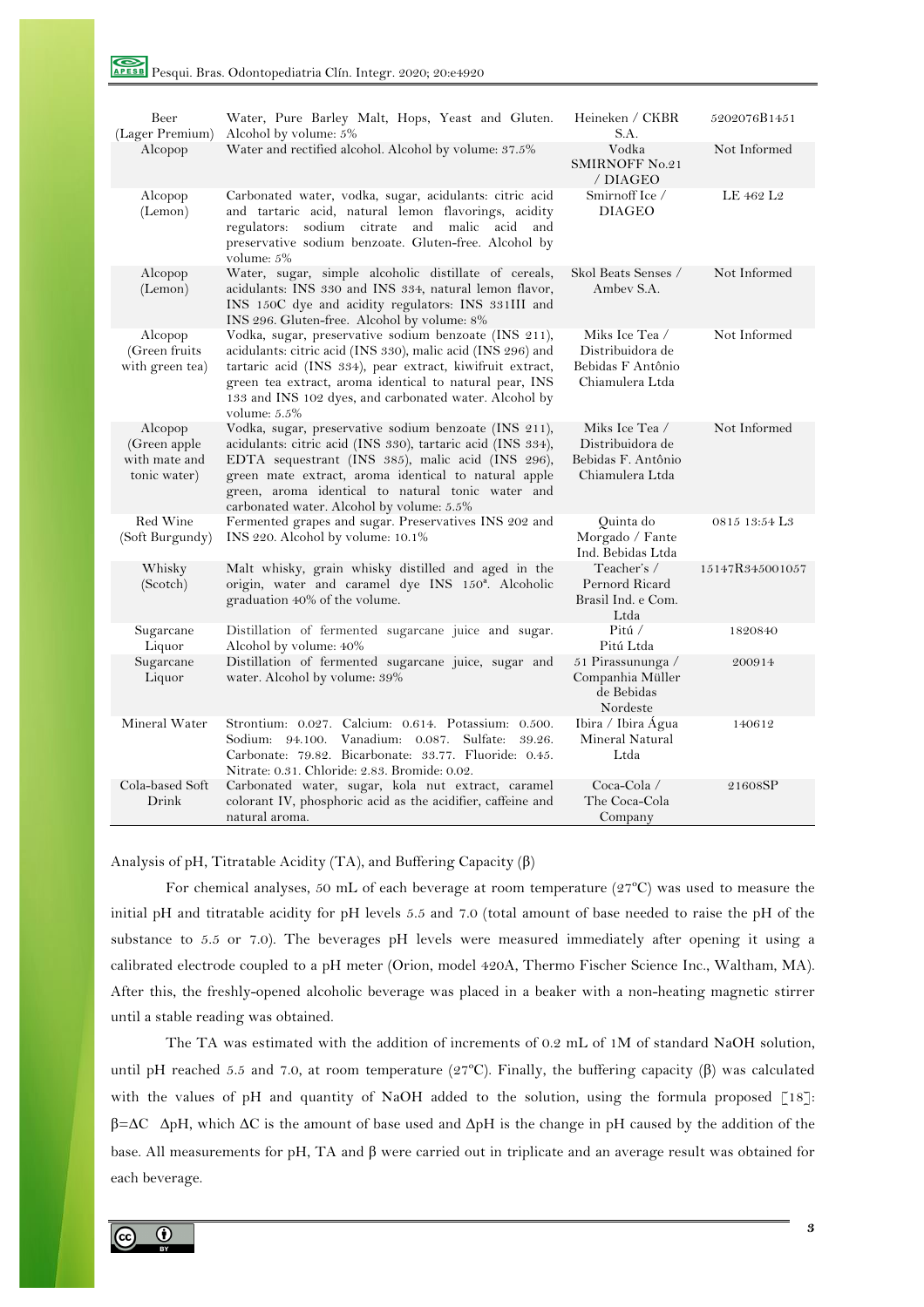| Beer (Lager Premium) | Water, Pure Barley Malt, Hops, Yeast and Gluten. Alcohol by volume: 5% | Heineken / CKBR S.A. | 5202076B1451 |
|---|---|---|---|
| Alcopop | Water and rectified alcohol. Alcohol by volume: 37.5% | Vodka SMIRNOFF No.21 / DIAGEO | Not Informed |
| Alcopop (Lemon) | Carbonated water, vodka, sugar, acidulants: citric acid and tartaric acid, natural lemon flavorings, acidity regulators: sodium citrate and malic acid and preservative sodium benzoate. Gluten-free. Alcohol by volume: 5% | Smirnoff Ice / DIAGEO | LE 462 L2 |
| Alcopop (Lemon) | Water, sugar, simple alcoholic distillate of cereals, acidulants: INS 330 and INS 334, natural lemon flavor, INS 150C dye and acidity regulators: INS 331III and INS 296. Gluten-free. Alcohol by volume: 8% | Skol Beats Senses / Ambev S.A. | Not Informed |
| Alcopop (Green fruits with green tea) | Vodka, sugar, preservative sodium benzoate (INS 211), acidulants: citric acid (INS 330), malic acid (INS 296) and tartaric acid (INS 334), pear extract, kiwifruit extract, green tea extract, aroma identical to natural pear, INS 133 and INS 102 dyes, and carbonated water. Alcohol by volume: 5.5% | Miks Ice Tea / Distribuidora de Bebidas F Antônio Chiamulera Ltda | Not Informed |
| Alcopop (Green apple with mate and tonic water) | Vodka, sugar, preservative sodium benzoate (INS 211), acidulants: citric acid (INS 330), tartaric acid (INS 334), EDTA sequestrant (INS 385), malic acid (INS 296), green mate extract, aroma identical to natural apple green, aroma identical to natural tonic water and carbonated water. Alcohol by volume: 5.5% | Miks Ice Tea / Distribuidora de Bebidas F. Antônio Chiamulera Ltda | Not Informed |
| Red Wine (Soft Burgundy) | Fermented grapes and sugar. Preservatives INS 202 and INS 220. Alcohol by volume: 10.1% | Quinta do Morgado / Fante Ind. Bebidas Ltda | 0815 13:54 L3 |
| Whisky (Scotch) | Malt whisky, grain whisky distilled and aged in the origin, water and caramel dye INS 150ª. Alcoholic graduation 40% of the volume. | Teacher's / Pernord Ricard Brasil Ind. e Com. Ltda | 15147R345001057 |
| Sugarcane Liquor | Distillation of fermented sugarcane juice and sugar. Alcohol by volume: 40% | Pitú / Pitú Ltda | 1820840 |
| Sugarcane Liquor | Distillation of fermented sugarcane juice, sugar and water. Alcohol by volume: 39% | 51 Pirassununga / Companhia Müller de Bebidas Nordeste | 200914 |
| Mineral Water | Strontium: 0.027. Calcium: 0.614. Potassium: 0.500. Sodium: 94.100. Vanadium: 0.087. Sulfate: 39.26. Carbonate: 79.82. Bicarbonate: 33.77. Fluoride: 0.45. Nitrate: 0.31. Chloride: 2.83. Bromide: 0.02. | Ibira / Ibira Água Mineral Natural Ltda | 140612 |
| Cola-based Soft Drink | Carbonated water, sugar, kola nut extract, caramel colorant IV, phosphoric acid as the acidifier, caffeine and natural aroma. | Coca-Cola / The Coca-Cola Company | 21608SP |

Analysis of pH, Titratable Acidity (TA), and Buffering Capacity (β)

For chemical analyses, 50 mL of each beverage at room temperature (27ºC) was used to measure the initial pH and titratable acidity for pH levels 5.5 and 7.0 (total amount of base needed to raise the pH of the substance to 5.5 or 7.0). The beverages pH levels were measured immediately after opening it using a calibrated electrode coupled to a pH meter (Orion, model 420A, Thermo Fischer Science Inc., Waltham, MA). After this, the freshly-opened alcoholic beverage was placed in a beaker with a non-heating magnetic stirrer until a stable reading was obtained.

The TA was estimated with the addition of increments of 0.2 mL of 1M of standard NaOH solution, until pH reached 5.5 and 7.0, at room temperature (27ºC). Finally, the buffering capacity (β) was calculated with the values of pH and quantity of NaOH added to the solution, using the formula proposed [18]: $\beta = \Delta C \quad \Delta pH$, which $\Delta C$ is the amount of base used and $\Delta pH$ is the change in pH caused by the addition of the base. All measurements for pH, TA and β were carried out in triplicate and an average result was obtained for each beverage.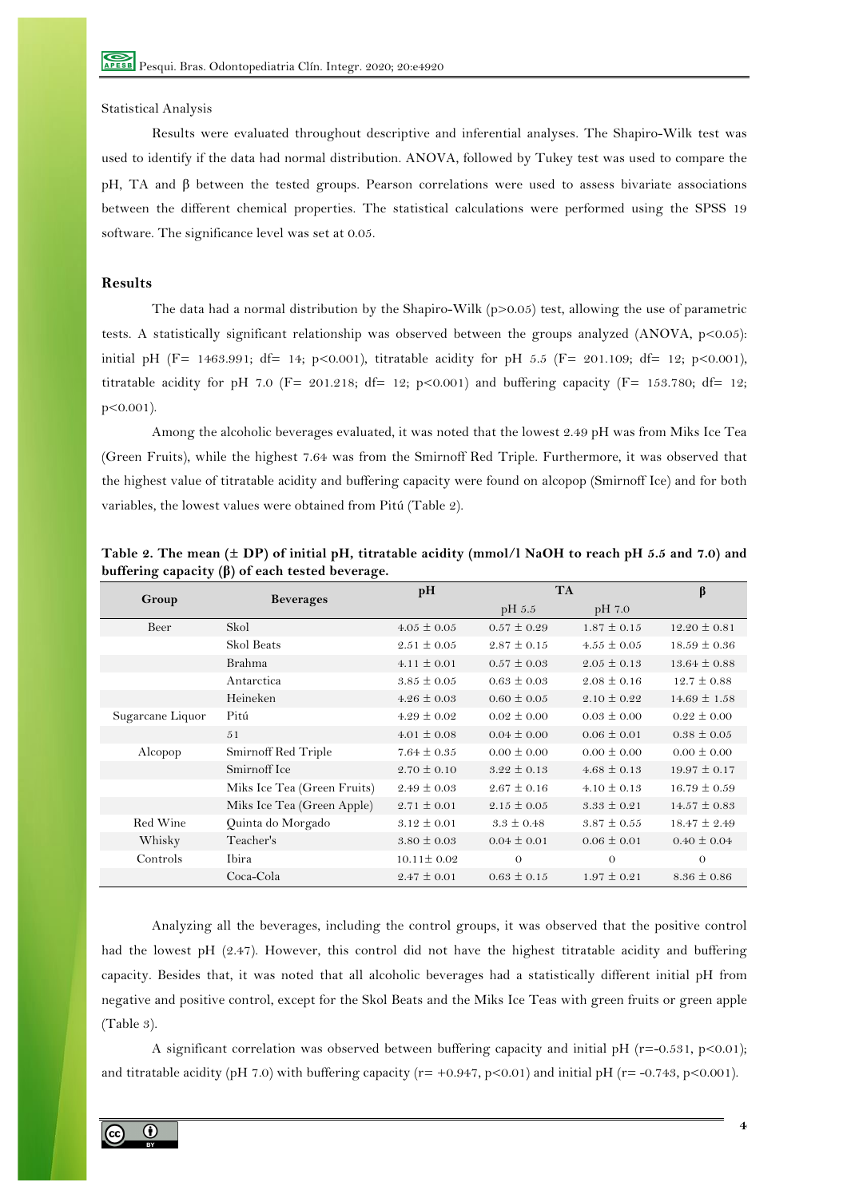Statistical Analysis

Results were evaluated throughout descriptive and inferential analyses. The Shapiro-Wilk test was used to identify if the data had normal distribution. ANOVA, followed by Tukey test was used to compare the pH, TA and β between the tested groups. Pearson correlations were used to assess bivariate associations between the different chemical properties. The statistical calculations were performed using the SPSS 19 software. The significance level was set at 0.05.

## Results

The data had a normal distribution by the Shapiro-Wilk ($p>0.05$) test, allowing the use of parametric tests. A statistically significant relationship was observed between the groups analyzed (ANOVA, $p<0.05$): initial pH ($F= 1463.991$; $df= 14$; $p<0.001$), titratable acidity for pH 5.5 ($F= 201.109$; $df= 12$; $p<0.001$), titratable acidity for pH 7.0 ($F= 201.218$; $df= 12$; $p<0.001$) and buffering capacity ($F= 153.780$; $df= 12$; $p<0.001$).

Among the alcoholic beverages evaluated, it was noted that the lowest 2.49 pH was from Miks Ice Tea (Green Fruits), while the highest 7.64 was from the Smirnoff Red Triple. Furthermore, it was observed that the highest value of titratable acidity and buffering capacity were found on alcopop (Smirnoff Ice) and for both variables, the lowest values were obtained from Pitú (Table 2).

**Table 2. The mean (± DP) of initial pH, titratable acidity (mmol/l NaOH to reach pH 5.5 and 7.0) and buffering capacity (β) of each tested beverage.**

| Group | Beverages | pH | TA | | β |
|---|---|---|---|---|---|
| | | | pH 5.5 | pH 7.0 | |
| Beer | Skol | 4.05 ± 0.05 | 0.57 ± 0.29 | 1.87 ± 0.15 | 12.20 ± 0.81 |
| | Skol Beats | 2.51 ± 0.05 | 2.87 ± 0.15 | 4.55 ± 0.05 | 18.59 ± 0.36 |
| | Brahma | 4.11 ± 0.01 | 0.57 ± 0.03 | 2.05 ± 0.13 | 13.64 ± 0.88 |
| | Antarctica | 3.85 ± 0.05 | 0.63 ± 0.03 | 2.08 ± 0.16 | 12.7 ± 0.88 |
| | Heineken | 4.26 ± 0.03 | 0.60 ± 0.05 | 2.10 ± 0.22 | 14.69 ± 1.58 |
| Sugarcane Liquor | Pitú | 4.29 ± 0.02 | 0.02 ± 0.00 | 0.03 ± 0.00 | 0.22 ± 0.00 |
| | 51 | 4.01 ± 0.08 | 0.04 ± 0.00 | 0.06 ± 0.01 | 0.38 ± 0.05 |
| Alcopop | Smirnoff Red Triple | 7.64 ± 0.35 | 0.00 ± 0.00 | 0.00 ± 0.00 | 0.00 ± 0.00 |
| | Smirnoff Ice | 2.70 ± 0.10 | 3.22 ± 0.13 | 4.68 ± 0.13 | 19.97 ± 0.17 |
| | Miks Ice Tea (Green Fruits) | 2.49 ± 0.03 | 2.67 ± 0.16 | 4.10 ± 0.13 | 16.79 ± 0.59 |
| | Miks Ice Tea (Green Apple) | 2.71 ± 0.01 | 2.15 ± 0.05 | 3.33 ± 0.21 | 14.57 ± 0.83 |
| Red Wine | Quinta do Morgado | 3.12 ± 0.01 | 3.3 ± 0.48 | 3.87 ± 0.55 | 18.47 ± 2.49 |
| Whisky | Teacher's | 3.80 ± 0.03 | 0.04 ± 0.01 | 0.06 ± 0.01 | 0.40 ± 0.04 |
| Controls | Ibira | 10.11± 0.02 | 0 | 0 | 0 |
| | Coca-Cola | 2.47 ± 0.01 | 0.63 ± 0.15 | 1.97 ± 0.21 | 8.36 ± 0.86 |

Analyzing all the beverages, including the control groups, it was observed that the positive control had the lowest pH (2.47). However, this control did not have the highest titratable acidity and buffering capacity. Besides that, it was noted that all alcoholic beverages had a statistically different initial pH from negative and positive control, except for the Skol Beats and the Miks Ice Teas with green fruits or green apple (Table 3).

A significant correlation was observed between buffering capacity and initial pH ($r=-0.531$, $p<0.01$); and titratable acidity (pH 7.0) with buffering capacity ($r= +0.947$, $p<0.01$) and initial pH ($r= -0.743$, $p<0.001$).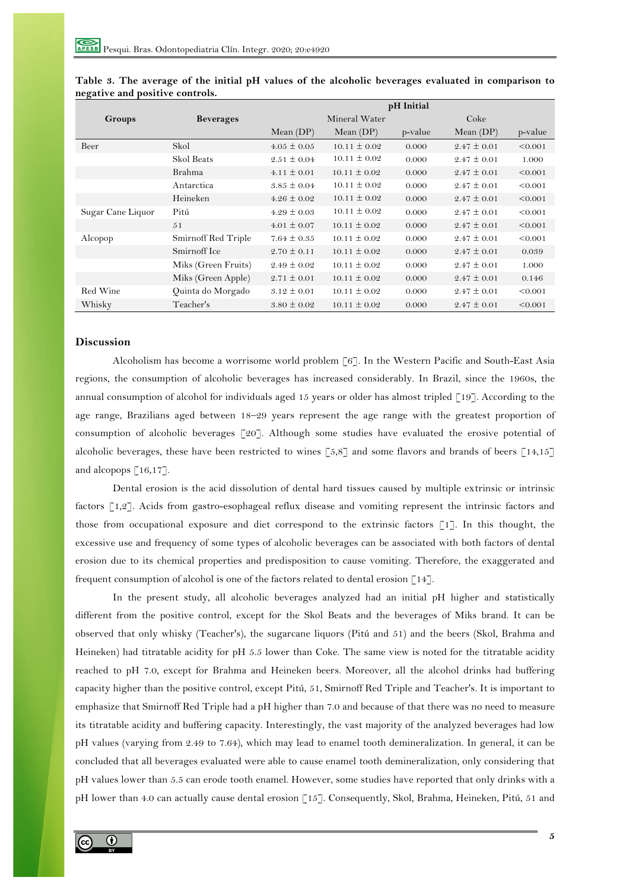**Table 3. The average of the initial pH values of the alcoholic beverages evaluated in comparison to negative and positive controls.**

| Groups | Beverages | pH Initial | | | | |
|---|---|---|---|---|---|---|
| | | | Mineral Water | | Coke | |
| | | Mean (DP) | Mean (DP) | p-value | Mean (DP) | p-value |
| Beer | Skol | 4.05 ± 0.05 | 10.11 ± 0.02 | 0.000 | 2.47 ± 0.01 | <0.001 |
| | Skol Beats | 2.51 ± 0.04 | 10.11 ± 0.02 | 0.000 | 2.47 ± 0.01 | 1.000 |
| | Brahma | 4.11 ± 0.01 | 10.11 ± 0.02 | 0.000 | 2.47 ± 0.01 | <0.001 |
| | Antarctica | 3.85 ± 0.04 | 10.11 ± 0.02 | 0.000 | 2.47 ± 0.01 | <0.001 |
| | Heineken | 4.26 ± 0.02 | 10.11 ± 0.02 | 0.000 | 2.47 ± 0.01 | <0.001 |
| Sugar Cane Liquor | Pitú | 4.29 ± 0.03 | 10.11 ± 0.02 | 0.000 | 2.47 ± 0.01 | <0.001 |
| | 51 | 4.01 ± 0.07 | 10.11 ± 0.02 | 0.000 | 2.47 ± 0.01 | <0.001 |
| Alcopop | Smirnoff Red Triple | 7.64 ± 0.35 | 10.11 ± 0.02 | 0.000 | 2.47 ± 0.01 | <0.001 |
| | Smirnoff Ice | 2.70 ± 0.11 | 10.11 ± 0.02 | 0.000 | 2.47 ± 0.01 | 0.039 |
| | Miks (Green Fruits) | 2.49 ± 0.02 | 10.11 ± 0.02 | 0.000 | 2.47 ± 0.01 | 1.000 |
| | Miks (Green Apple) | 2.71 ± 0.01 | 10.11 ± 0.02 | 0.000 | 2.47 ± 0.01 | 0.146 |
| Red Wine | Quinta do Morgado | 3.12 ± 0.01 | 10.11 ± 0.02 | 0.000 | 2.47 ± 0.01 | <0.001 |
| Whisky | Teacher's | 3.80 ± 0.02 | 10.11 ± 0.02 | 0.000 | 2.47 ± 0.01 | <0.001 |

## Discussion

Alcoholism has become a worrisome world problem [6]. In the Western Pacific and South-East Asia regions, the consumption of alcoholic beverages has increased considerably. In Brazil, since the 1960s, the annual consumption of alcohol for individuals aged 15 years or older has almost tripled [19]. According to the age range, Brazilians aged between 18–29 years represent the age range with the greatest proportion of consumption of alcoholic beverages [20]. Although some studies have evaluated the erosive potential of alcoholic beverages, these have been restricted to wines [5,8] and some flavors and brands of beers [14,15] and alcopops [16,17].

Dental erosion is the acid dissolution of dental hard tissues caused by multiple extrinsic or intrinsic factors [1,2]. Acids from gastro-esophageal reflux disease and vomiting represent the intrinsic factors and those from occupational exposure and diet correspond to the extrinsic factors [1]. In this thought, the excessive use and frequency of some types of alcoholic beverages can be associated with both factors of dental erosion due to its chemical properties and predisposition to cause vomiting. Therefore, the exaggerated and frequent consumption of alcohol is one of the factors related to dental erosion [14].

In the present study, all alcoholic beverages analyzed had an initial pH higher and statistically different from the positive control, except for the Skol Beats and the beverages of Miks brand. It can be observed that only whisky (Teacher's), the sugarcane liquors (Pitú and 51) and the beers (Skol, Brahma and Heineken) had titratable acidity for pH 5.5 lower than Coke. The same view is noted for the titratable acidity reached to pH 7.0, except for Brahma and Heineken beers. Moreover, all the alcohol drinks had buffering capacity higher than the positive control, except Pitú, 51, Smirnoff Red Triple and Teacher's. It is important to emphasize that Smirnoff Red Triple had a pH higher than 7.0 and because of that there was no need to measure its titratable acidity and buffering capacity. Interestingly, the vast majority of the analyzed beverages had low pH values (varying from 2.49 to 7.64), which may lead to enamel tooth demineralization. In general, it can be concluded that all beverages evaluated were able to cause enamel tooth demineralization, only considering that pH values lower than 5.5 can erode tooth enamel. However, some studies have reported that only drinks with a pH lower than 4.0 can actually cause dental erosion [15]. Consequently, Skol, Brahma, Heineken, Pitú, 51 and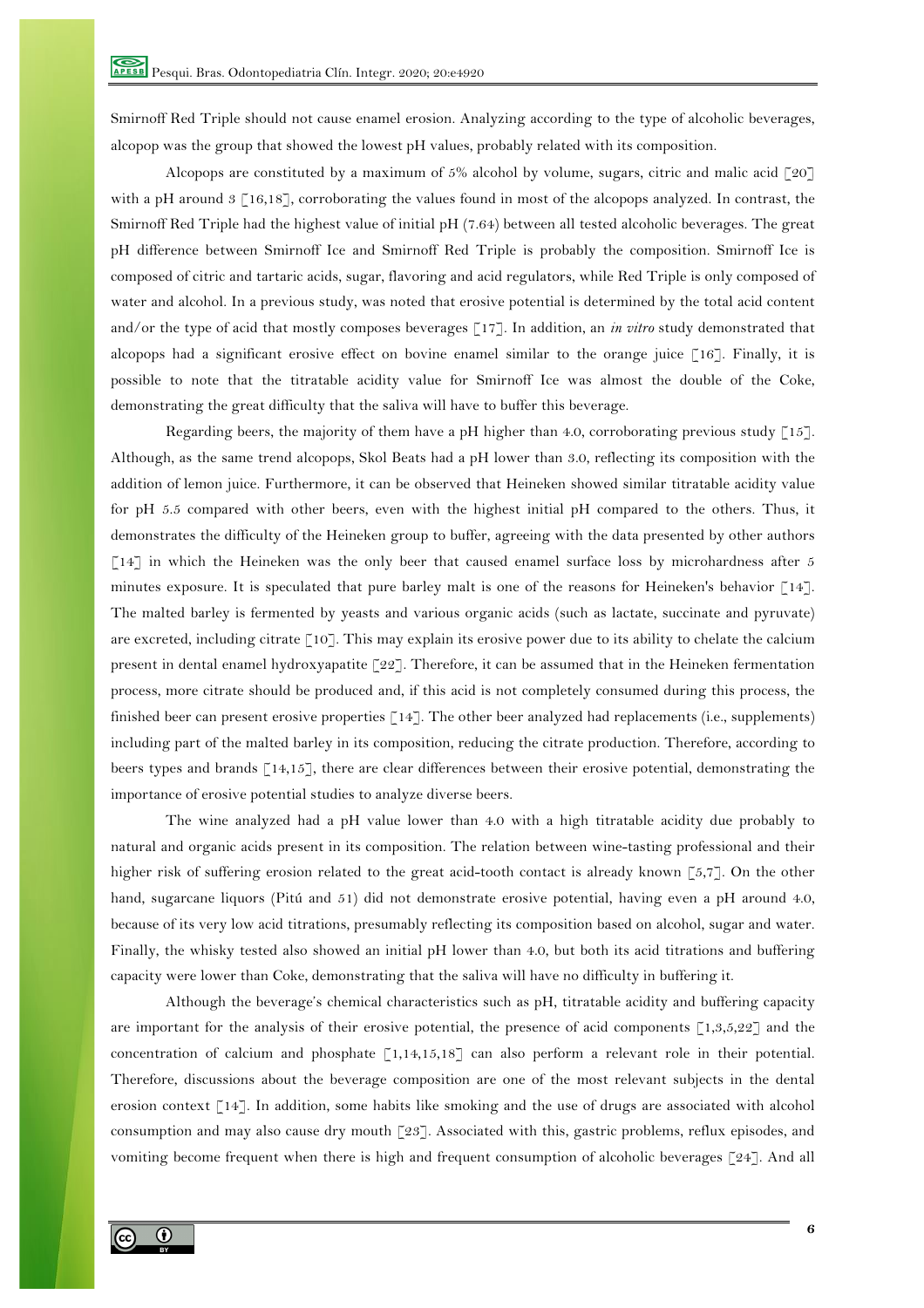Smirnoff Red Triple should not cause enamel erosion. Analyzing according to the type of alcoholic beverages, alcopop was the group that showed the lowest pH values, probably related with its composition.

Alcopops are constituted by a maximum of 5% alcohol by volume, sugars, citric and malic acid [20] with a pH around 3 [16,18], corroborating the values found in most of the alcopops analyzed. In contrast, the Smirnoff Red Triple had the highest value of initial pH (7.64) between all tested alcoholic beverages. The great pH difference between Smirnoff Ice and Smirnoff Red Triple is probably the composition. Smirnoff Ice is composed of citric and tartaric acids, sugar, flavoring and acid regulators, while Red Triple is only composed of water and alcohol. In a previous study, was noted that erosive potential is determined by the total acid content and/or the type of acid that mostly composes beverages [17]. In addition, an *in vitro* study demonstrated that alcopops had a significant erosive effect on bovine enamel similar to the orange juice [16]. Finally, it is possible to note that the titratable acidity value for Smirnoff Ice was almost the double of the Coke, demonstrating the great difficulty that the saliva will have to buffer this beverage.

Regarding beers, the majority of them have a pH higher than 4.0, corroborating previous study [15]. Although, as the same trend alcopops, Skol Beats had a pH lower than 3.0, reflecting its composition with the addition of lemon juice. Furthermore, it can be observed that Heineken showed similar titratable acidity value for pH 5.5 compared with other beers, even with the highest initial pH compared to the others. Thus, it demonstrates the difficulty of the Heineken group to buffer, agreeing with the data presented by other authors [14] in which the Heineken was the only beer that caused enamel surface loss by microhardness after 5 minutes exposure. It is speculated that pure barley malt is one of the reasons for Heineken's behavior [14]. The malted barley is fermented by yeasts and various organic acids (such as lactate, succinate and pyruvate) are excreted, including citrate [10]. This may explain its erosive power due to its ability to chelate the calcium present in dental enamel hydroxyapatite [22]. Therefore, it can be assumed that in the Heineken fermentation process, more citrate should be produced and, if this acid is not completely consumed during this process, the finished beer can present erosive properties [14]. The other beer analyzed had replacements (i.e., supplements) including part of the malted barley in its composition, reducing the citrate production. Therefore, according to beers types and brands [14,15], there are clear differences between their erosive potential, demonstrating the importance of erosive potential studies to analyze diverse beers.

The wine analyzed had a pH value lower than 4.0 with a high titratable acidity due probably to natural and organic acids present in its composition. The relation between wine-tasting professional and their higher risk of suffering erosion related to the great acid-tooth contact is already known [5,7]. On the other hand, sugarcane liquors (Pitú and 51) did not demonstrate erosive potential, having even a pH around 4.0, because of its very low acid titrations, presumably reflecting its composition based on alcohol, sugar and water. Finally, the whisky tested also showed an initial pH lower than 4.0, but both its acid titrations and buffering capacity were lower than Coke, demonstrating that the saliva will have no difficulty in buffering it.

Although the beverage's chemical characteristics such as pH, titratable acidity and buffering capacity are important for the analysis of their erosive potential, the presence of acid components [1,3,5,22] and the concentration of calcium and phosphate [1,14,15,18] can also perform a relevant role in their potential. Therefore, discussions about the beverage composition are one of the most relevant subjects in the dental erosion context [14]. In addition, some habits like smoking and the use of drugs are associated with alcohol consumption and may also cause dry mouth [23]. Associated with this, gastric problems, reflux episodes, and vomiting become frequent when there is high and frequent consumption of alcoholic beverages [24]. And all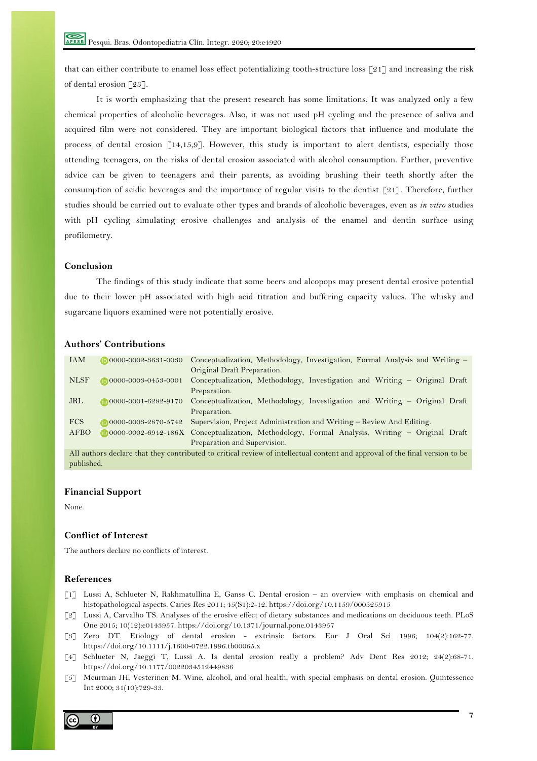that can either contribute to enamel loss effect potentializing tooth-structure loss [21] and increasing the risk of dental erosion [23].

It is worth emphasizing that the present research has some limitations. It was analyzed only a few chemical properties of alcoholic beverages. Also, it was not used pH cycling and the presence of saliva and acquired film were not considered. They are important biological factors that influence and modulate the process of dental erosion [14,15,9]. However, this study is important to alert dentists, especially those attending teenagers, on the risks of dental erosion associated with alcohol consumption. Further, preventive advice can be given to teenagers and their parents, as avoiding brushing their teeth shortly after the consumption of acidic beverages and the importance of regular visits to the dentist [21]. Therefore, further studies should be carried out to evaluate other types and brands of alcoholic beverages, even as *in vitro* studies with pH cycling simulating erosive challenges and analysis of the enamel and dentin surface using profilometry.

## Conclusion

The findings of this study indicate that some beers and alcopops may present dental erosive potential due to their lower pH associated with high acid titration and buffering capacity values. The whisky and sugarcane liquors examined were not potentially erosive.

## Authors' Contributions

| | | |
|---|---|---|
| IAM | 0000-0002-3631-0030 | Conceptualization, Methodology, Investigation, Formal Analysis and Writing – Original Draft Preparation. |
| NLSF | 0000-0003-0453-0001 | Conceptualization, Methodology, Investigation and Writing – Original Draft Preparation. |
| JRL | 0000-0001-6282-9170 | Conceptualization, Methodology, Investigation and Writing – Original Draft Preparation. |
| FCS | 0000-0003-2870-5742 | Supervision, Project Administration and Writing – Review And Editing. |
| AFBO | 0000-0002-6942-486X | Conceptualization, Methodology, Formal Analysis, Writing – Original Draft Preparation and Supervision. |

All authors declare that they contributed to critical review of intellectual content and approval of the final version to be published.

## Financial Support

None.

## Conflict of Interest

The authors declare no conflicts of interest.

## References

[1] Lussi A, Schlueter N, Rakhmatullina E, Ganss C. Dental erosion – an overview with emphasis on chemical and histopathological aspects. Caries Res 2011; 45(S1):2-12. https://doi.org/10.1159/000325915

[2] Lussi A, Carvalho TS. Analyses of the erosive effect of dietary substances and medications on deciduous teeth. PLoS One 2015; 10(12):e0143957. https://doi.org/10.1371/journal.pone.0143957

[3] Zero DT. Etiology of dental erosion - extrinsic factors. Eur J Oral Sci 1996; 104(2):162-77. https://doi.org/10.1111/j.1600-0722.1996.tb00065.x

[4] Schlueter N, Jaeggi T, Lussi A. Is dental erosion really a problem? Adv Dent Res 2012; 24(2):68-71. https://doi.org/10.1177/0022034512449836

[5] Meurman JH, Vesterinen M. Wine, alcohol, and oral health, with special emphasis on dental erosion. Quintessence Int 2000; 31(10):729-33.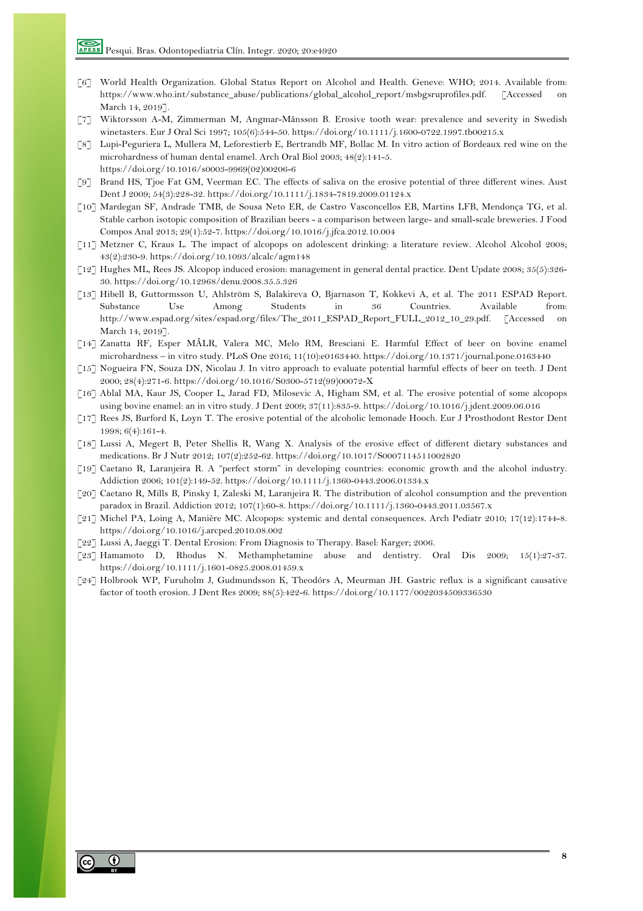[6] World Health Organization. Global Status Report on Alcohol and Health. Geneve: WHO; 2014. Available from: https://www.who.int/substance_abuse/publications/global_alcohol_report/msbgsruprofiles.pdf. [Accessed on March 14, 2019].

[7] Wiktorsson A-M, Zimmerman M, Angmar-Månsson B. Erosive tooth wear: prevalence and severity in Swedish winetasters. Eur J Oral Sci 1997; 105(6):544-50. https://doi.org/10.1111/j.1600-0722.1997.tb00215.x

[8] Lupi-Peguriera L, Mullera M, Leforestierb E, Bertrandb MF, Bollac M. In vitro action of Bordeaux red wine on the microhardness of human dental enamel. Arch Oral Biol 2003; 48(2):141-5. https://doi.org/10.1016/s0003-9969(02)00206-6

[9] Brand HS, Tjoe Fat GM, Veerman EC. The effects of saliva on the erosive potential of three different wines. Aust Dent J 2009; 54(3):228-32. https://doi.org/10.1111/j.1834-7819.2009.01124.x

[10] Mardegan SF, Andrade TMB, de Sousa Neto ER, de Castro Vasconcellos EB, Martins LFB, Mendonça TG, et al. Stable carbon isotopic composition of Brazilian beers - a comparison between large- and small-scale breweries. J Food Compos Anal 2013; 29(1):52-7. https://doi.org/10.1016/j.jfca.2012.10.004

[11] Metzner C, Kraus L. The impact of alcopops on adolescent drinking: a literature review. Alcohol Alcohol 2008; 43(2):230-9. https://doi.org/10.1093/alcalc/agm148

[12] Hughes ML, Rees JS. Alcopop induced erosion: management in general dental practice. Dent Update 2008; 35(5):326-30. https://doi.org/10.12968/denu.2008.35.5.326

[13] Hibell B, Guttormsson U, Ahlström S, Balakireva O, Bjarnason T, Kokkevi A, et al. The 2011 ESPAD Report. Substance Use Among Students in 36 Countries. Available from: http://www.espad.org/sites/espad.org/files/The_2011_ESPAD_Report_FULL_2012_10_29.pdf. [Accessed on March 14, 2019].

[14] Zanatta RF, Esper MÂLR, Valera MC, Melo RM, Bresciani E. Harmful Effect of beer on bovine enamel microhardness – in vitro study. PLoS One 2016; 11(10):e0163440. https://doi.org/10.1371/journal.pone.0163440

[15] Nogueira FN, Souza DN, Nicolau J. In vitro approach to evaluate potential harmful effects of beer on teeth. J Dent 2000; 28(4):271-6. https://doi.org/10.1016/S0300-5712(99)00072-X

[16] Ablal MA, Kaur JS, Cooper L, Jarad FD, Milosevic A, Higham SM, et al. The erosive potential of some alcopops using bovine enamel: an in vitro study. J Dent 2009; 37(11):835-9. https://doi.org/10.1016/j.jdent.2009.06.016

[17] Rees JS, Burford K, Loyn T. The erosive potential of the alcoholic lemonade Hooch. Eur J Prosthodont Restor Dent 1998; 6(4):161-4.

[18] Lussi A, Megert B, Peter Shellis R, Wang X. Analysis of the erosive effect of different dietary substances and medications. Br J Nutr 2012; 107(2):252-62. https://doi.org/10.1017/S0007114511002820

[19] Caetano R, Laranjeira R. A "perfect storm" in developing countries: economic growth and the alcohol industry. Addiction 2006; 101(2):149-52. https://doi.org/10.1111/j.1360-0443.2006.01334.x

[20] Caetano R, Mills B, Pinsky I, Zaleski M, Laranjeira R. The distribution of alcohol consumption and the prevention paradox in Brazil. Addiction 2012; 107(1):60-8. https://doi.org/10.1111/j.1360-0443.2011.03567.x

[21] Michel PA, Loing A, Manière MC. Alcopops: systemic and dental consequences. Arch Pediatr 2010; 17(12):1744-8. https://doi.org/10.1016/j.arcped.2010.08.002

[22] Lussi A, Jaeggi T. Dental Erosion: From Diagnosis to Therapy. Basel: Karger; 2006.

[23] Hamamoto D, Rhodus N. Methamphetamine abuse and dentistry. Oral Dis 2009; 15(1):27-37. https://doi.org/10.1111/j.1601-0825.2008.01459.x

[24] Holbrook WP, Furuholm J, Gudmundsson K, Theodórs A, Meurman JH. Gastric reflux is a significant causative factor of tooth erosion. J Dent Res 2009; 88(5):422-6. https://doi.org/10.1177/0022034509336530